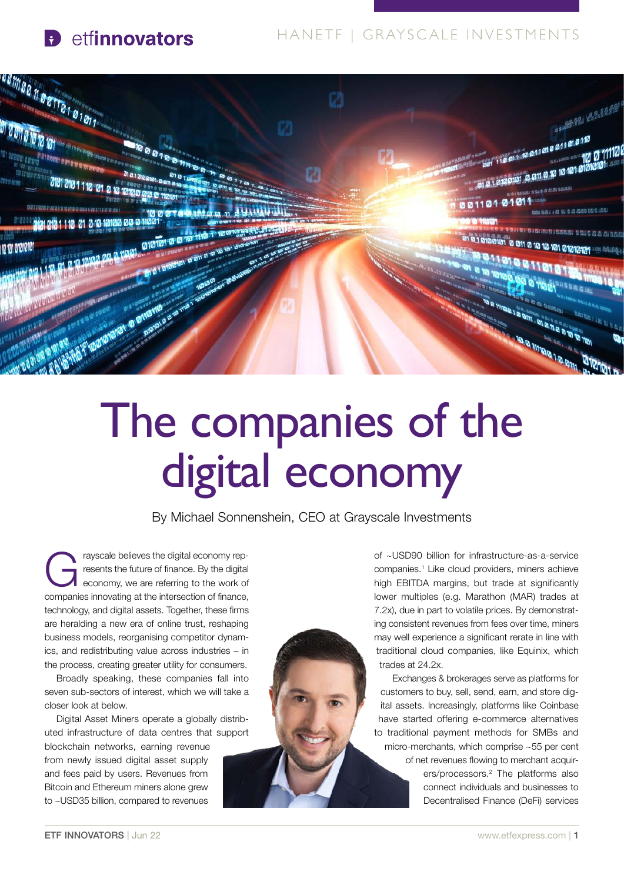# The companies of the digital economy

By Michael Sonnenshein, CEO at Grayscale Investments

Grayscale believes the digital economy represents the future of finance. By the digital economy, we are referring to the work of companies innovating at the intersection of finance, technology, and digital assets. Together, these firms are heralding a new era of online trust, reshaping business models, reorganising competitor dynamics, and redistributing value across industries – in the process, creating greater utility for consumers.

Broadly speaking, these companies fall into seven sub-sectors of interest, which we will take a closer look at below.

Digital Asset Miners operate a globally distributed infrastructure of data centres that support blockchain networks, earning revenue from newly issued digital asset supply and fees paid by users. Revenues from Bitcoin and Ethereum miners alone grew to ~USD35 billion, compared to revenues of ~USD90 billion for infrastructure-as-a-service companies.[1] Like cloud providers, miners achieve high EBITDA margins, but trade at significantly lower multiples (e.g. Marathon (MAR) trades at 7.2x), due in part to volatile prices. By demonstrating consistent revenues from fees over time, miners may well experience a significant rerate in line with traditional cloud companies, like Equinix, which trades at 24.2x.

Exchanges & brokerages serve as platforms for customers to buy, sell, send, earn, and store digital assets. Increasingly, platforms like Coinbase have started offering e-commerce alternatives to traditional payment methods for SMBs and micro-merchants, which comprise ~55 per cent of net revenues flowing to merchant acquirers/processors.[2] The platforms also connect individuals and businesses to Decentralised Finance (DeFi) services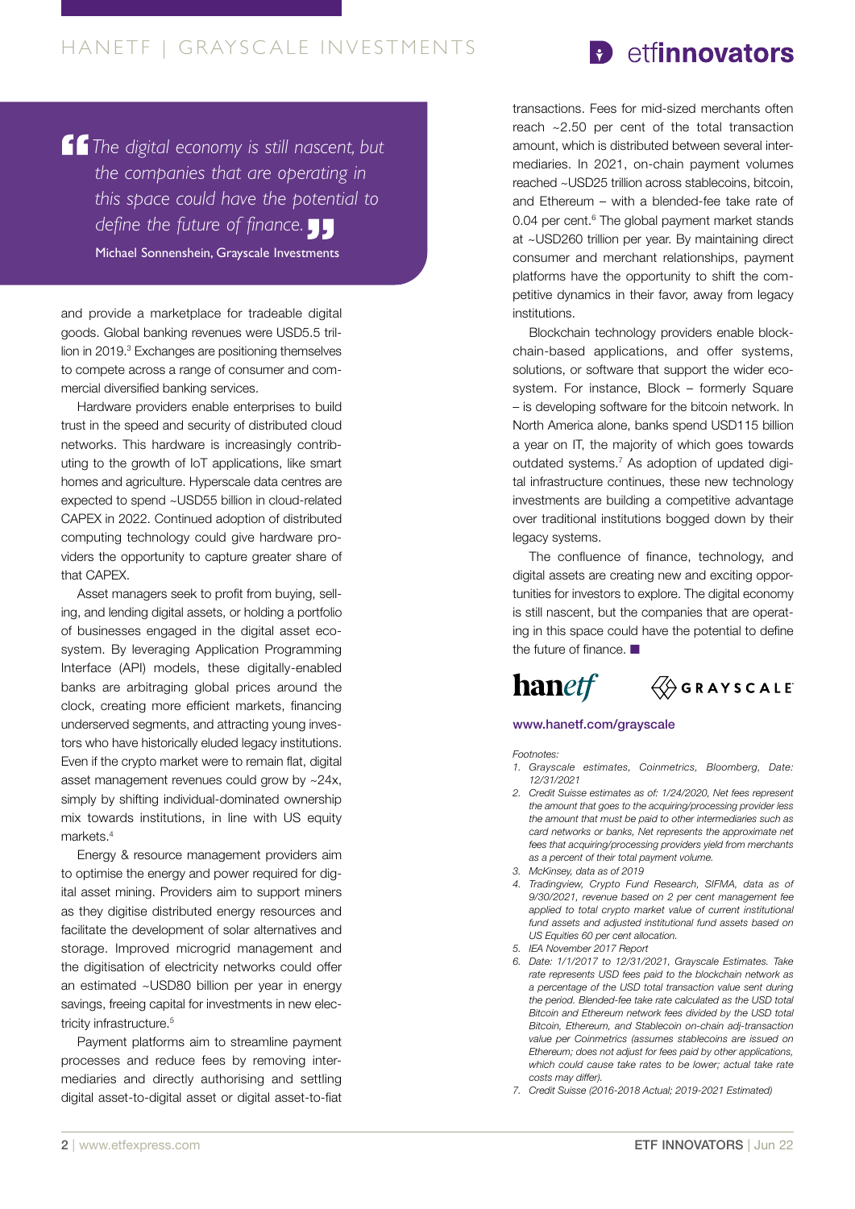> The digital economy is still nascent, but the companies that are operating in this space could have the potential to define the future of finance.
>
> Michael Sonnenshein, Grayscale Investments

and provide a marketplace for tradeable digital goods. Global banking revenues were USD5.5 trillion in 2019.[3] Exchanges are positioning themselves to compete across a range of consumer and commercial diversified banking services.

Hardware providers enable enterprises to build trust in the speed and security of distributed cloud networks. This hardware is increasingly contributing to the growth of IoT applications, like smart homes and agriculture. Hyperscale data centres are expected to spend ~USD55 billion in cloud-related CAPEX in 2022. Continued adoption of distributed computing technology could give hardware providers the opportunity to capture greater share of that CAPEX.

Asset managers seek to profit from buying, selling, and lending digital assets, or holding a portfolio of businesses engaged in the digital asset ecosystem. By leveraging Application Programming Interface (API) models, these digitally-enabled banks are arbitraging global prices around the clock, creating more efficient markets, financing underserved segments, and attracting young investors who have historically eluded legacy institutions. Even if the crypto market were to remain flat, digital asset management revenues could grow by ~24x, simply by shifting individual-dominated ownership mix towards institutions, in line with US equity markets.[4]

Energy & resource management providers aim to optimise the energy and power required for digital asset mining. Providers aim to support miners as they digitise distributed energy resources and facilitate the development of solar alternatives and storage. Improved microgrid management and the digitisation of electricity networks could offer an estimated ~USD80 billion per year in energy savings, freeing capital for investments in new electricity infrastructure.[5]

Payment platforms aim to streamline payment processes and reduce fees by removing intermediaries and directly authorising and settling digital asset-to-digital asset or digital asset-to-fiat transactions. Fees for mid-sized merchants often reach ~2.50 per cent of the total transaction amount, which is distributed between several intermediaries. In 2021, on-chain payment volumes reached ~USD25 trillion across stablecoins, bitcoin, and Ethereum – with a blended-fee take rate of 0.04 per cent.[6] The global payment market stands at ~USD260 trillion per year. By maintaining direct consumer and merchant relationships, payment platforms have the opportunity to shift the competitive dynamics in their favor, away from legacy institutions.

Blockchain technology providers enable blockchain-based applications, and offer systems, solutions, or software that support the wider ecosystem. For instance, Block – formerly Square – is developing software for the bitcoin network. In North America alone, banks spend USD115 billion a year on IT, the majority of which goes towards outdated systems.[7] As adoption of updated digital infrastructure continues, these new technology investments are building a competitive advantage over traditional institutions bogged down by their legacy systems.

The confluence of finance, technology, and digital assets are creating new and exciting opportunities for investors to explore. The digital economy is still nascent, but the companies that are operating in this space could have the potential to define the future of finance. ■

hanetf GRAYSCALE

www.hanetf.com/grayscale

*Footnotes:*

1. *Grayscale estimates, Coinmetrics, Bloomberg, Date: 12/31/2021*
2. *Credit Suisse estimates as of: 1/24/2020, Net fees represent the amount that goes to the acquiring/processing provider less the amount that must be paid to other intermediaries such as card networks or banks, Net represents the approximate net fees that acquiring/processing providers yield from merchants as a percent of their total payment volume.*
3. *McKinsey, data as of 2019*
4. *Tradingview, Crypto Fund Research, SIFMA, data as of 9/30/2021, revenue based on 2 per cent management fee applied to total crypto market value of current institutional fund assets and adjusted institutional fund assets based on US Equities 60 per cent allocation.*
5. *IEA November 2017 Report*
6. *Date: 1/1/2017 to 12/31/2021, Grayscale Estimates. Take rate represents USD fees paid to the blockchain network as a percentage of the USD total transaction value sent during the period. Blended-fee take rate calculated as the USD total Bitcoin and Ethereum network fees divided by the USD total Bitcoin, Ethereum, and Stablecoin on-chain adj-transaction value per Coinmetrics (assumes stablecoins are issued on Ethereum; does not adjust for fees paid by other applications, which could cause take rates to be lower; actual take rate costs may differ).*
7. *Credit Suisse (2016-2018 Actual; 2019-2021 Estimated)*